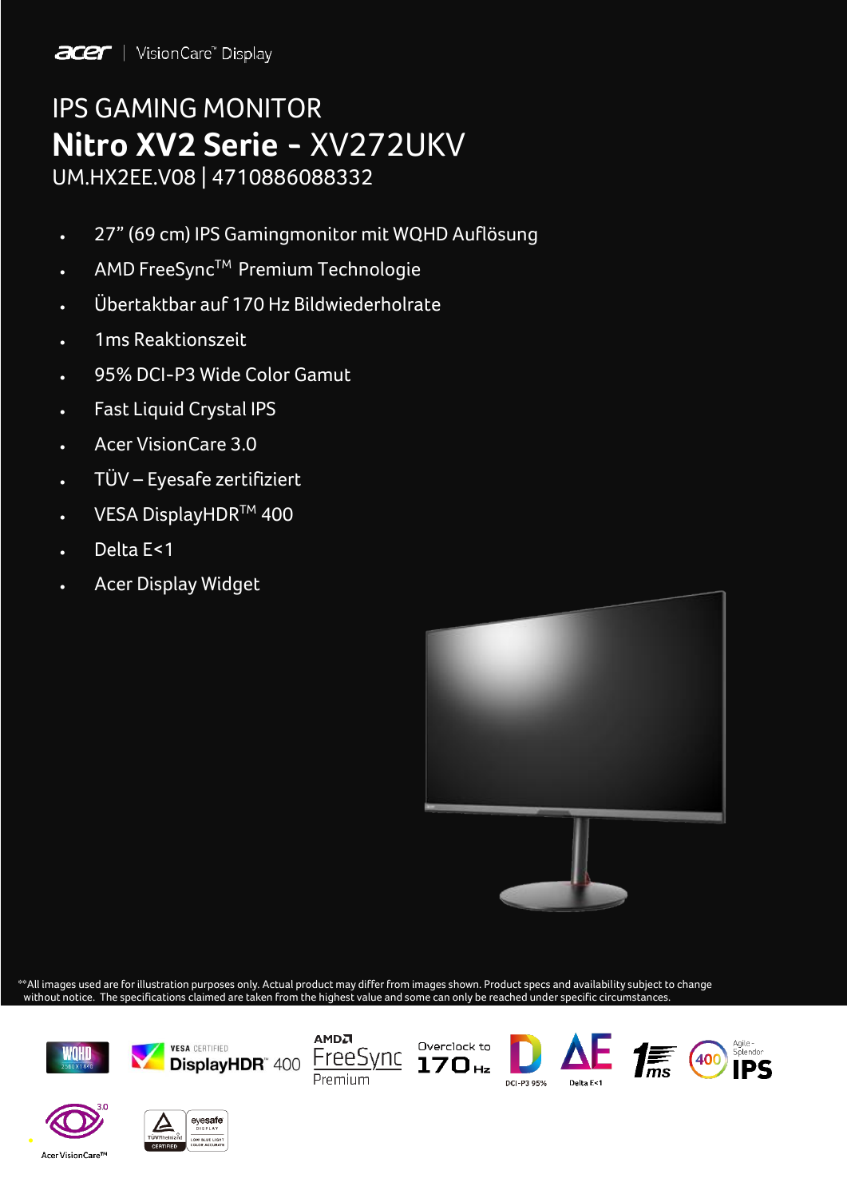acer | VisionCare™ Display

# IPS GAMING MONITOR

## Nitro XV2 Serie - XV272UKV

UM.HX2EE.V08 | 4710886088332

- 27” (69 cm) IPS Gamingmonitor mit WQHD Auflösung
- AMD FreeSync™ Premium Technologie
- Übertaktbar auf 170 Hz Bildwiederholrate
- 1ms Reaktionszeit
- 95% DCI-P3 Wide Color Gamut
- Fast Liquid Crystal IPS
- Acer VisionCare 3.0
- TÜV – Eyesafe zertifiziert
- VESA DisplayHDR™ 400
- Delta E<1
- Acer Display Widget

**All images used are for illustration purposes only. Actual product may differ from images shown. Product specs and availability subject to change without notice. The specifications claimed are taken from the highest value and some can only be reached under specific circumstances.

WQHD 2560X1440 | VESA CERTIFIED DisplayHDR™ 400 | AMD FreeSync Premium | Overclock to 170 Hz | DCI-P3 95% | Delta E<1 | 1ms | 400 Agile-Splendor IPS | Acer VisionCare™ 3.0 | TÜVRheinland CERTIFIED eyesafe DISPLAY LOW BLUE LIGHT COLOR ACCURATE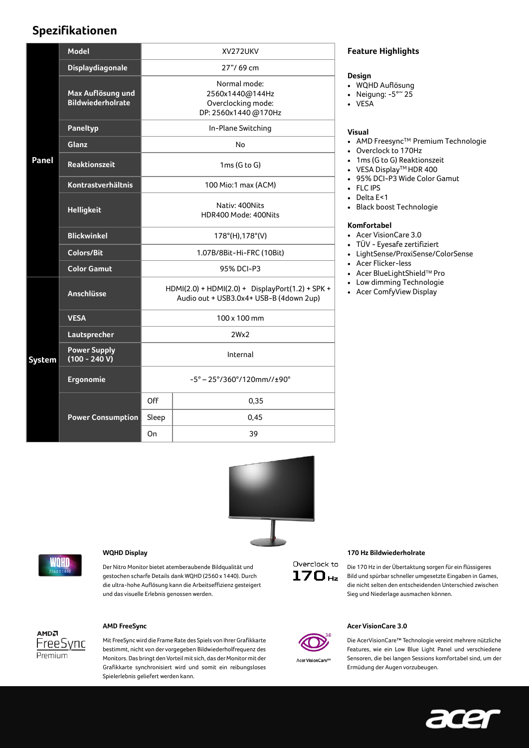## Spezifikationen

| | | | |
|---|---|---|---|
| Panel | Model | XV272UKV | |
| | Displaydiagonale | 27"/ 69 cm | |
| | Max Auflösung und Bildwiederholrate | Normal mode: 2560x1440@144Hz Overclocking mode: DP: 2560x1440 @170Hz | |
| | Paneltyp | In-Plane Switching | |
| | Glanz | No | |
| | Reaktionszeit | 1ms (G to G) | |
| | Kontrastverhältnis | 100 Mio:1 max (ACM) | |
| | Helligkeit | Nativ: 400Nits HDR400 Mode: 400Nits | |
| | Blickwinkel | 178°(H),178°(V) | |
| | Colors/Bit | 1.07B/8Bit-Hi-FRC (10Bit) | |
| | Color Gamut | 95% DCI-P3 | |
| System | Anschlüsse | HDMI(2.0) + HDMI(2.0) + DisplayPort(1.2) + SPK + Audio out + USB3.0x4+ USB-B (4down 2up) | |
| | VESA | 100 x 100 mm | |
| | Lautsprecher | 2Wx2 | |
| | Power Supply (100 - 240 V) | Internal | |
| | Ergonomie | -5° – 25°/360°/120mm//±90° | |
| | Power Consumption | Off | 0,35 |
| | | Sleep | 0,45 |
| | | On | 39 |

### Feature Highlights

**Design**
- WQHD Auflösung
- Neigung: -5°~ 25
- VESA

**Visual**
- AMD Freesync™ Premium Technologie
- Overclock to 170Hz
- 1ms (G to G) Reaktionszeit
- VESA Display™ HDR 400
- 95% DCI-P3 Wide Color Gamut
- FLC IPS
- Delta E<1
- Black boost Technologie

**Komfortabel**
- Acer VisionCare 3.0
- TÜV - Eyesafe zertifiziert
- LightSense/ProxiSense/ColorSense
- Acer Flicker-less
- Acer BlueLightShield™ Pro
- Low dimming Technologie
- Acer ComfyView Display

**WQHD Display**

Der Nitro Monitor bietet atemberaubende Bildqualität und gestochen scharfe Details dank WQHD (2560 x 1440). Durch die ultra-hohe Auflösung kann die Arbeitseffizienz gesteigert und das visuelle Erlebnis genossen werden.

**170 Hz Bildwiederholrate**

Die 170 Hz in der Übertaktung sorgen für ein flüssigeres Bild und spürbar schneller umgesetzte Eingaben in Games, die nicht selten den entscheidenden Unterschied zwischen Sieg und Niederlage ausmachen können.

**AMD FreeSync**

Mit FreeSync wird die Frame Rate des Spiels von Ihrer Grafikkarte bestimmt, nicht von der vorgegeben Bildwiederholfrequenz des Monitors. Das bringt den Vorteil mit sich, das der Monitor mit der Grafikkarte synchronisiert wird und somit ein reibungsloses Spielerlebnis geliefert werden kann.

**Acer VisionCare 3.0**

Die AcerVisionCare™ Technologie vereint mehrere nützliche Features, wie ein Low Blue Light Panel und verschiedene Sensoren, die bei langen Sessions komfortabel sind, um der Ermüdung der Augen vorzubeugen.